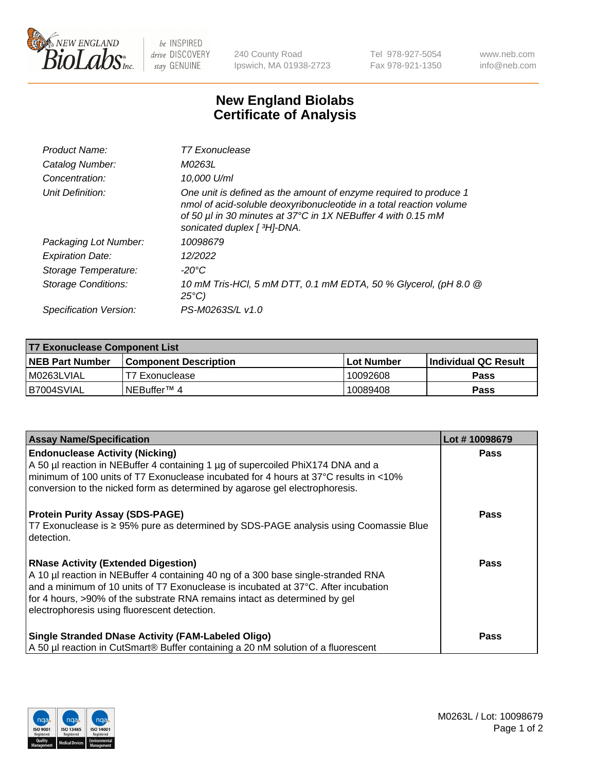New England Biolabs Inc. — be INSPIRED drive DISCOVERY stay GENUINE

240 County Road
Ipswich, MA 01938-2723

Tel 978-927-5054
Fax 978-921-1350

www.neb.com
info@neb.com

# New England Biolabs Certificate of Analysis

| | |
|---|---|
| *Product Name:* | *T7 Exonuclease* |
| *Catalog Number:* | *M0263L* |
| *Concentration:* | *10,000 U/ml* |
| *Unit Definition:* | *One unit is defined as the amount of enzyme required to produce 1 nmol of acid-soluble deoxyribonucleotide in a total reaction volume of 50 µl in 30 minutes at 37°C in 1X NEBuffer 4 with 0.15 mM sonicated duplex [ $^3$H]-DNA.* |
| *Packaging Lot Number:* | *10098679* |
| *Expiration Date:* | *12/2022* |
| *Storage Temperature:* | *-20°C* |
| *Storage Conditions:* | *10 mM Tris-HCl, 5 mM DTT, 0.1 mM EDTA, 50 % Glycerol, (pH 8.0 @ 25°C)* |
| *Specification Version:* | *PS-M0263S/L v1.0* |

| **T7 Exonuclease Component List** | | | |
|---|---|---|---|
| **NEB Part Number** | **Component Description** | **Lot Number** | **Individual QC Result** |
| M0263LVIAL | T7 Exonuclease | 10092608 | **Pass** |
| B7004SVIAL | NEBuffer™ 4 | 10089408 | **Pass** |

| **Assay Name/Specification** | **Lot # 10098679** |
|---|---|
| **Endonuclease Activity (Nicking)**<br>A 50 µl reaction in NEBuffer 4 containing 1 µg of supercoiled PhiX174 DNA and a minimum of 100 units of T7 Exonuclease incubated for 4 hours at 37°C results in <10% conversion to the nicked form as determined by agarose gel electrophoresis. | **Pass** |
| **Protein Purity Assay (SDS-PAGE)**<br>T7 Exonuclease is ≥ 95% pure as determined by SDS-PAGE analysis using Coomassie Blue detection. | **Pass** |
| **RNase Activity (Extended Digestion)**<br>A 10 µl reaction in NEBuffer 4 containing 40 ng of a 300 base single-stranded RNA and a minimum of 10 units of T7 Exonuclease is incubated at 37°C. After incubation for 4 hours, >90% of the substrate RNA remains intact as determined by gel electrophoresis using fluorescent detection. | **Pass** |
| **Single Stranded DNase Activity (FAM-Labeled Oligo)**<br>A 50 µl reaction in CutSmart® Buffer containing a 20 nM solution of a fluorescent | **Pass** |

M0263L / Lot: 10098679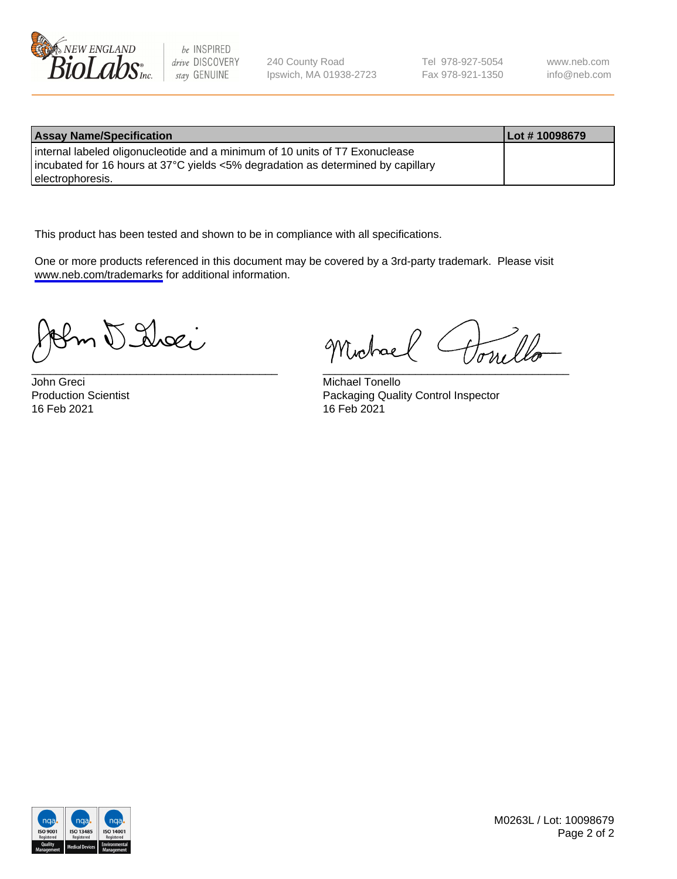| Assay Name/Specification | Lot # 10098679 |
| --- | --- |
| internal labeled oligonucleotide and a minimum of 10 units of T7 Exonuclease incubated for 16 hours at 37°C yields <5% degradation as determined by capillary electrophoresis. | |

This product has been tested and shown to be in compliance with all specifications.

One or more products referenced in this document may be covered by a 3rd-party trademark. Please visit www.neb.com/trademarks for additional information.

John Greci
Production Scientist
16 Feb 2021

Michael Tonello
Packaging Quality Control Inspector
16 Feb 2021

M0263L / Lot: 10098679